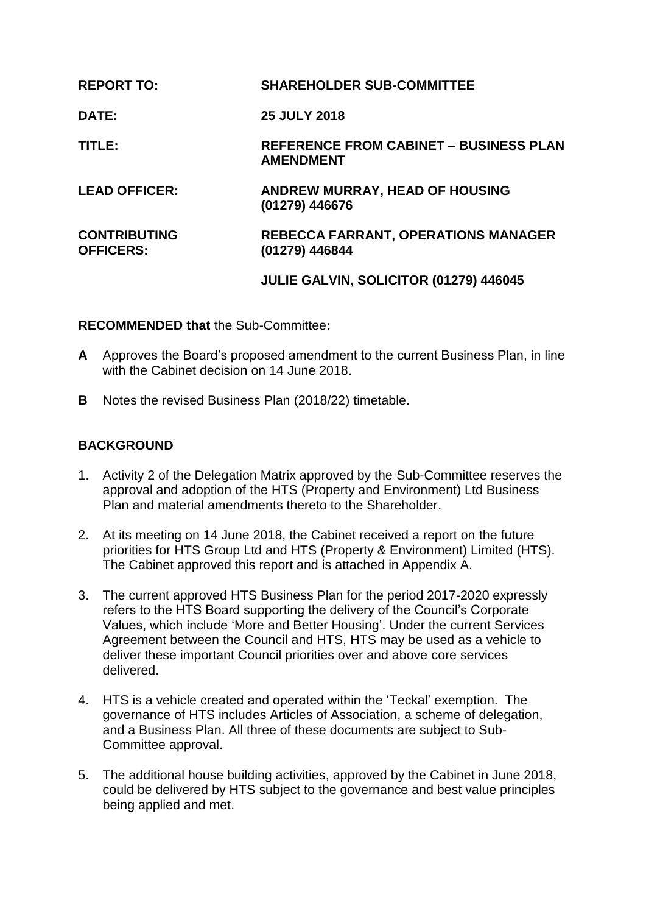**REPORT TO:** **SHAREHOLDER SUB-COMMITTEE**

**DATE:** **25 JULY 2018**

**TITLE:** **REFERENCE FROM CABINET – BUSINESS PLAN AMENDMENT**

**LEAD OFFICER:** **ANDREW MURRAY, HEAD OF HOUSING (01279) 446676**

**CONTRIBUTING OFFICERS:** **REBECCA FARRANT, OPERATIONS MANAGER (01279) 446844**

**JULIE GALVIN, SOLICITOR (01279) 446045**

**RECOMMENDED that** the Sub-Committee**:**

**A** Approves the Board's proposed amendment to the current Business Plan, in line with the Cabinet decision on 14 June 2018.

**B** Notes the revised Business Plan (2018/22) timetable.

## BACKGROUND

1. Activity 2 of the Delegation Matrix approved by the Sub-Committee reserves the approval and adoption of the HTS (Property and Environment) Ltd Business Plan and material amendments thereto to the Shareholder.

2. At its meeting on 14 June 2018, the Cabinet received a report on the future priorities for HTS Group Ltd and HTS (Property & Environment) Limited (HTS). The Cabinet approved this report and is attached in Appendix A.

3. The current approved HTS Business Plan for the period 2017-2020 expressly refers to the HTS Board supporting the delivery of the Council's Corporate Values, which include 'More and Better Housing'. Under the current Services Agreement between the Council and HTS, HTS may be used as a vehicle to deliver these important Council priorities over and above core services delivered.

4. HTS is a vehicle created and operated within the 'Teckal' exemption. The governance of HTS includes Articles of Association, a scheme of delegation, and a Business Plan. All three of these documents are subject to Sub-Committee approval.

5. The additional house building activities, approved by the Cabinet in June 2018, could be delivered by HTS subject to the governance and best value principles being applied and met.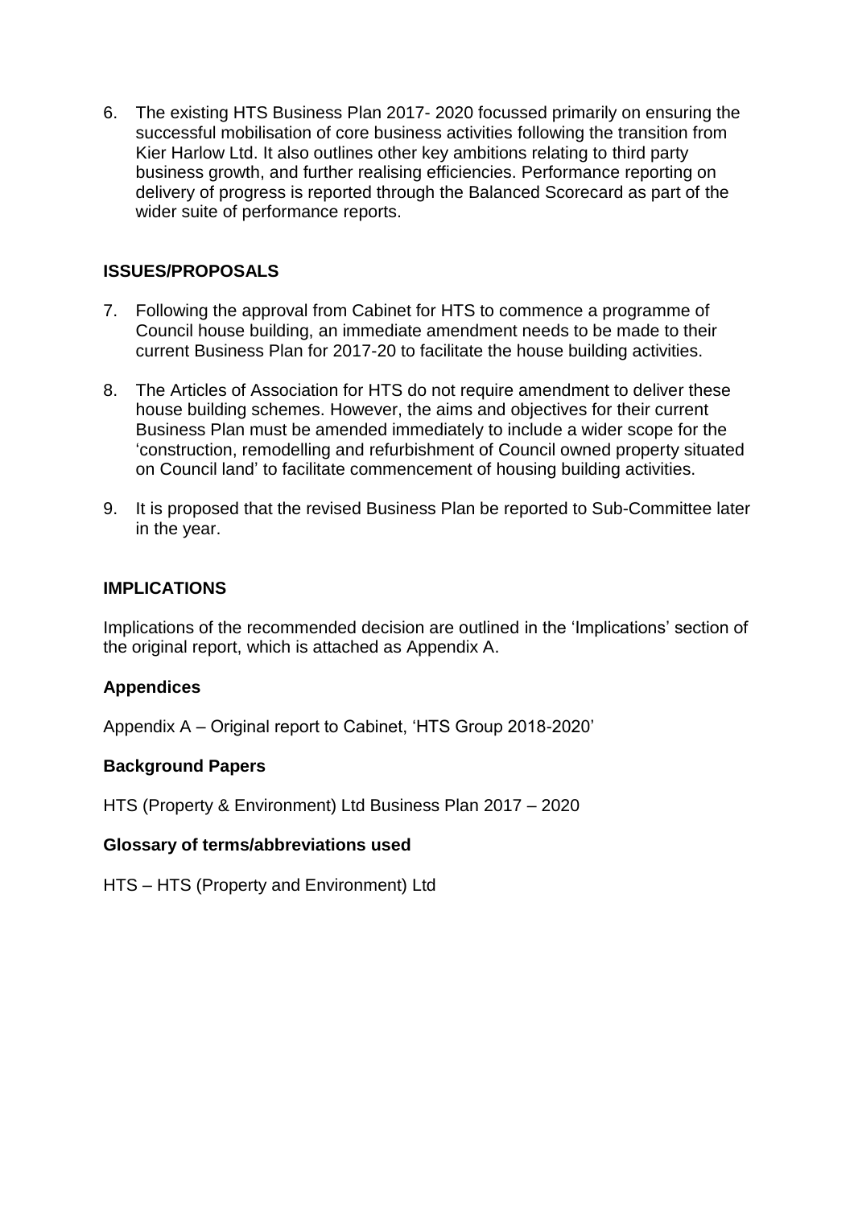6. The existing HTS Business Plan 2017- 2020 focussed primarily on ensuring the successful mobilisation of core business activities following the transition from Kier Harlow Ltd. It also outlines other key ambitions relating to third party business growth, and further realising efficiencies. Performance reporting on delivery of progress is reported through the Balanced Scorecard as part of the wider suite of performance reports.

## ISSUES/PROPOSALS

7. Following the approval from Cabinet for HTS to commence a programme of Council house building, an immediate amendment needs to be made to their current Business Plan for 2017-20 to facilitate the house building activities.

8. The Articles of Association for HTS do not require amendment to deliver these house building schemes. However, the aims and objectives for their current Business Plan must be amended immediately to include a wider scope for the 'construction, remodelling and refurbishment of Council owned property situated on Council land' to facilitate commencement of housing building activities.

9. It is proposed that the revised Business Plan be reported to Sub-Committee later in the year.

## IMPLICATIONS

Implications of the recommended decision are outlined in the 'Implications' section of the original report, which is attached as Appendix A.

### Appendices

Appendix A – Original report to Cabinet, 'HTS Group 2018-2020'

### Background Papers

HTS (Property & Environment) Ltd Business Plan 2017 – 2020

### Glossary of terms/abbreviations used

HTS – HTS (Property and Environment) Ltd